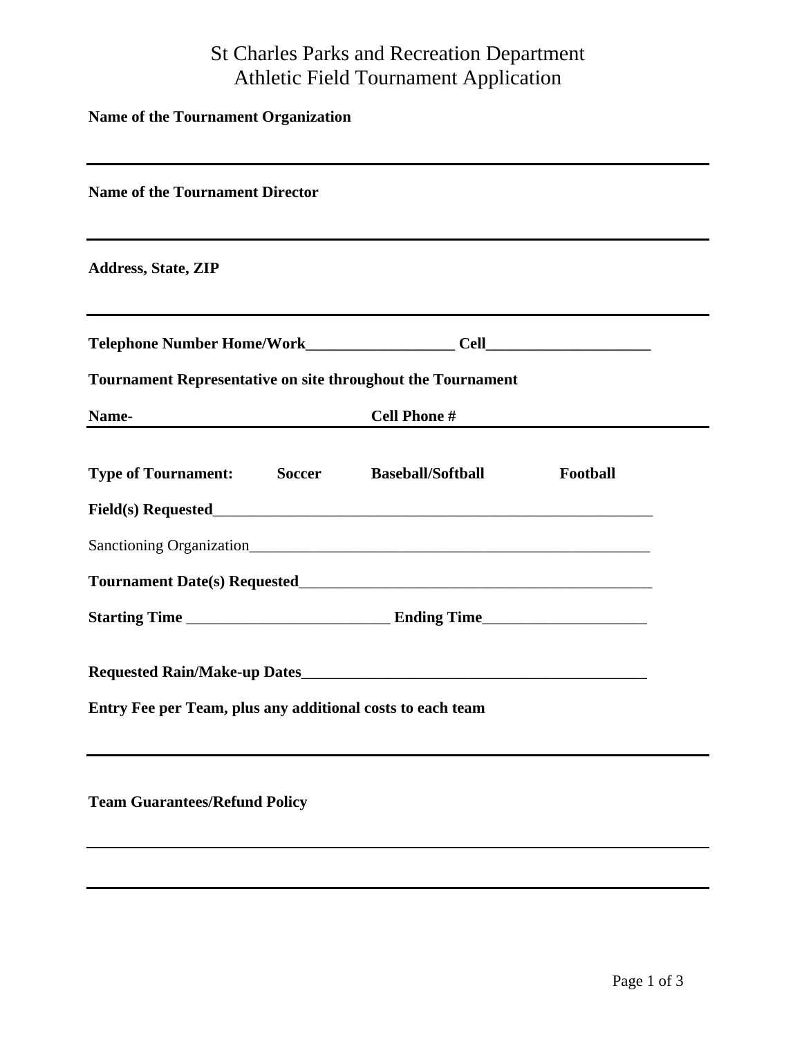# St Charles Parks and Recreation Department
## Athletic Field Tournament Application

**Name of the Tournament Organization**

______________________________________________________________________

**Name of the Tournament Director**

______________________________________________________________________

**Address, State, ZIP**

______________________________________________________________________

**Telephone Number Home/Work**___________________ **Cell**_____________________

**Tournament Representative on site throughout the Tournament**

**Name-** ______________________________ **Cell Phone #** ______________________________

**Type of Tournament:** **Soccer** **Baseball/Softball** **Football**

**Field(s) Requested**___________________________________________________________

Sanctioning Organization_____________________________________________________

**Tournament Date(s) Requested**_____________________________________________

**Starting Time** __________________________ **Ending Time**_____________________

**Requested Rain/Make-up Dates**_____________________________________________

**Entry Fee per Team, plus any additional costs to each team**

______________________________________________________________________

**Team Guarantees/Refund Policy**

______________________________________________________________________

______________________________________________________________________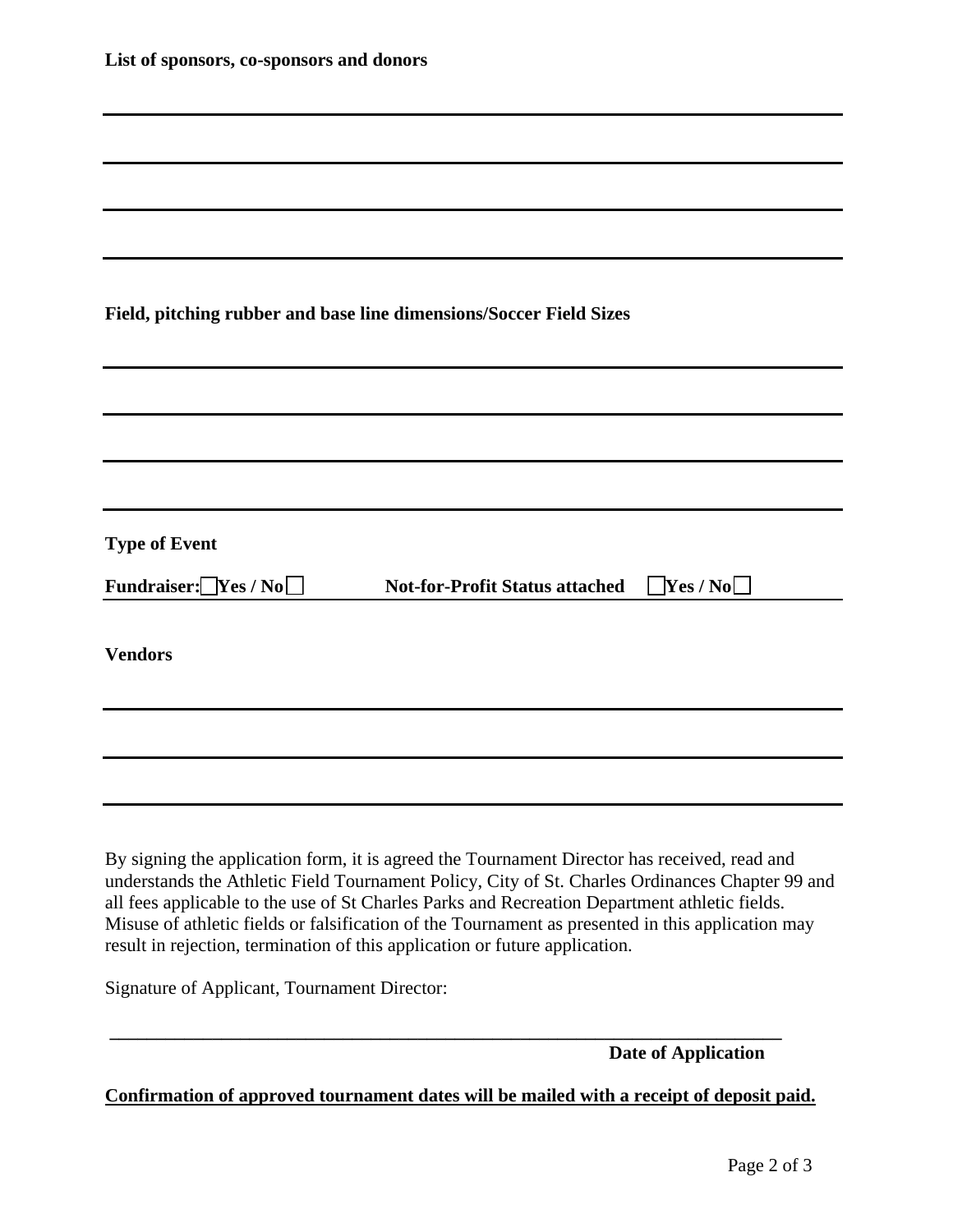**List of sponsors, co-sponsors and donors**

\_\_\_\_\_\_\_\_\_\_\_\_\_\_\_\_\_\_\_\_\_\_\_\_\_\_\_\_\_\_\_\_\_\_\_\_\_\_\_\_\_\_\_\_\_\_\_\_\_\_\_\_\_\_\_\_\_\_\_\_\_\_\_\_\_\_\_\_\_\_\_\_

\_\_\_\_\_\_\_\_\_\_\_\_\_\_\_\_\_\_\_\_\_\_\_\_\_\_\_\_\_\_\_\_\_\_\_\_\_\_\_\_\_\_\_\_\_\_\_\_\_\_\_\_\_\_\_\_\_\_\_\_\_\_\_\_\_\_\_\_\_\_\_\_

\_\_\_\_\_\_\_\_\_\_\_\_\_\_\_\_\_\_\_\_\_\_\_\_\_\_\_\_\_\_\_\_\_\_\_\_\_\_\_\_\_\_\_\_\_\_\_\_\_\_\_\_\_\_\_\_\_\_\_\_\_\_\_\_\_\_\_\_\_\_\_\_

\_\_\_\_\_\_\_\_\_\_\_\_\_\_\_\_\_\_\_\_\_\_\_\_\_\_\_\_\_\_\_\_\_\_\_\_\_\_\_\_\_\_\_\_\_\_\_\_\_\_\_\_\_\_\_\_\_\_\_\_\_\_\_\_\_\_\_\_\_\_\_\_

**Field, pitching rubber and base line dimensions/Soccer Field Sizes**

\_\_\_\_\_\_\_\_\_\_\_\_\_\_\_\_\_\_\_\_\_\_\_\_\_\_\_\_\_\_\_\_\_\_\_\_\_\_\_\_\_\_\_\_\_\_\_\_\_\_\_\_\_\_\_\_\_\_\_\_\_\_\_\_\_\_\_\_\_\_\_\_

\_\_\_\_\_\_\_\_\_\_\_\_\_\_\_\_\_\_\_\_\_\_\_\_\_\_\_\_\_\_\_\_\_\_\_\_\_\_\_\_\_\_\_\_\_\_\_\_\_\_\_\_\_\_\_\_\_\_\_\_\_\_\_\_\_\_\_\_\_\_\_\_

\_\_\_\_\_\_\_\_\_\_\_\_\_\_\_\_\_\_\_\_\_\_\_\_\_\_\_\_\_\_\_\_\_\_\_\_\_\_\_\_\_\_\_\_\_\_\_\_\_\_\_\_\_\_\_\_\_\_\_\_\_\_\_\_\_\_\_\_\_\_\_\_

\_\_\_\_\_\_\_\_\_\_\_\_\_\_\_\_\_\_\_\_\_\_\_\_\_\_\_\_\_\_\_\_\_\_\_\_\_\_\_\_\_\_\_\_\_\_\_\_\_\_\_\_\_\_\_\_\_\_\_\_\_\_\_\_\_\_\_\_\_\_\_\_

**Type of Event**

**Fundraiser:** ☐ **Yes / No** ☐ **Not-for-Profit Status attached** ☐ **Yes / No** ☐

**Vendors**

\_\_\_\_\_\_\_\_\_\_\_\_\_\_\_\_\_\_\_\_\_\_\_\_\_\_\_\_\_\_\_\_\_\_\_\_\_\_\_\_\_\_\_\_\_\_\_\_\_\_\_\_\_\_\_\_\_\_\_\_\_\_\_\_\_\_\_\_\_\_\_\_

\_\_\_\_\_\_\_\_\_\_\_\_\_\_\_\_\_\_\_\_\_\_\_\_\_\_\_\_\_\_\_\_\_\_\_\_\_\_\_\_\_\_\_\_\_\_\_\_\_\_\_\_\_\_\_\_\_\_\_\_\_\_\_\_\_\_\_\_\_\_\_\_

\_\_\_\_\_\_\_\_\_\_\_\_\_\_\_\_\_\_\_\_\_\_\_\_\_\_\_\_\_\_\_\_\_\_\_\_\_\_\_\_\_\_\_\_\_\_\_\_\_\_\_\_\_\_\_\_\_\_\_\_\_\_\_\_\_\_\_\_\_\_\_\_

By signing the application form, it is agreed the Tournament Director has received, read and understands the Athletic Field Tournament Policy, City of St. Charles Ordinances Chapter 99 and all fees applicable to the use of St Charles Parks and Recreation Department athletic fields. Misuse of athletic fields or falsification of the Tournament as presented in this application may result in rejection, termination of this application or future application.

Signature of Applicant, Tournament Director:

\_\_\_\_\_\_\_\_\_\_\_\_\_\_\_\_\_\_\_\_\_\_\_\_\_\_\_\_\_\_\_\_\_\_\_\_\_\_\_\_\_\_\_\_\_\_\_\_\_\_\_\_\_\_\_\_\_\_\_\_\_\_\_\_\_\_\_\_\_\_

**Date of Application**

**<u>Confirmation of approved tournament dates will be mailed with a receipt of deposit paid.</u>**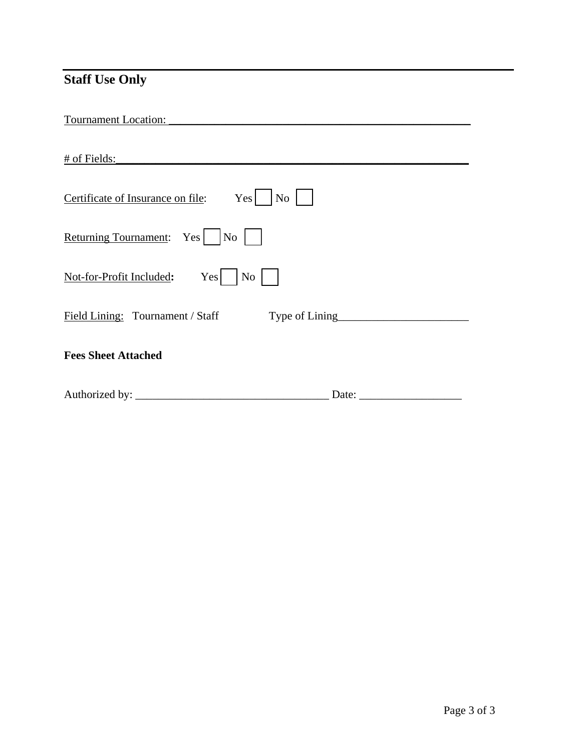## Staff Use Only

Tournament Location: ___________________________________________________

# of Fields:_____________________________________________________________

Certificate of Insurance on file: Yes ☐ No ☐

Returning Tournament: Yes ☐ No ☐

Not-for-Profit Included**:** Yes ☐ No ☐

Field Lining: Tournament / Staff Type of Lining_______________________

**Fees Sheet Attached**

Authorized by: _________________________________ Date: __________________